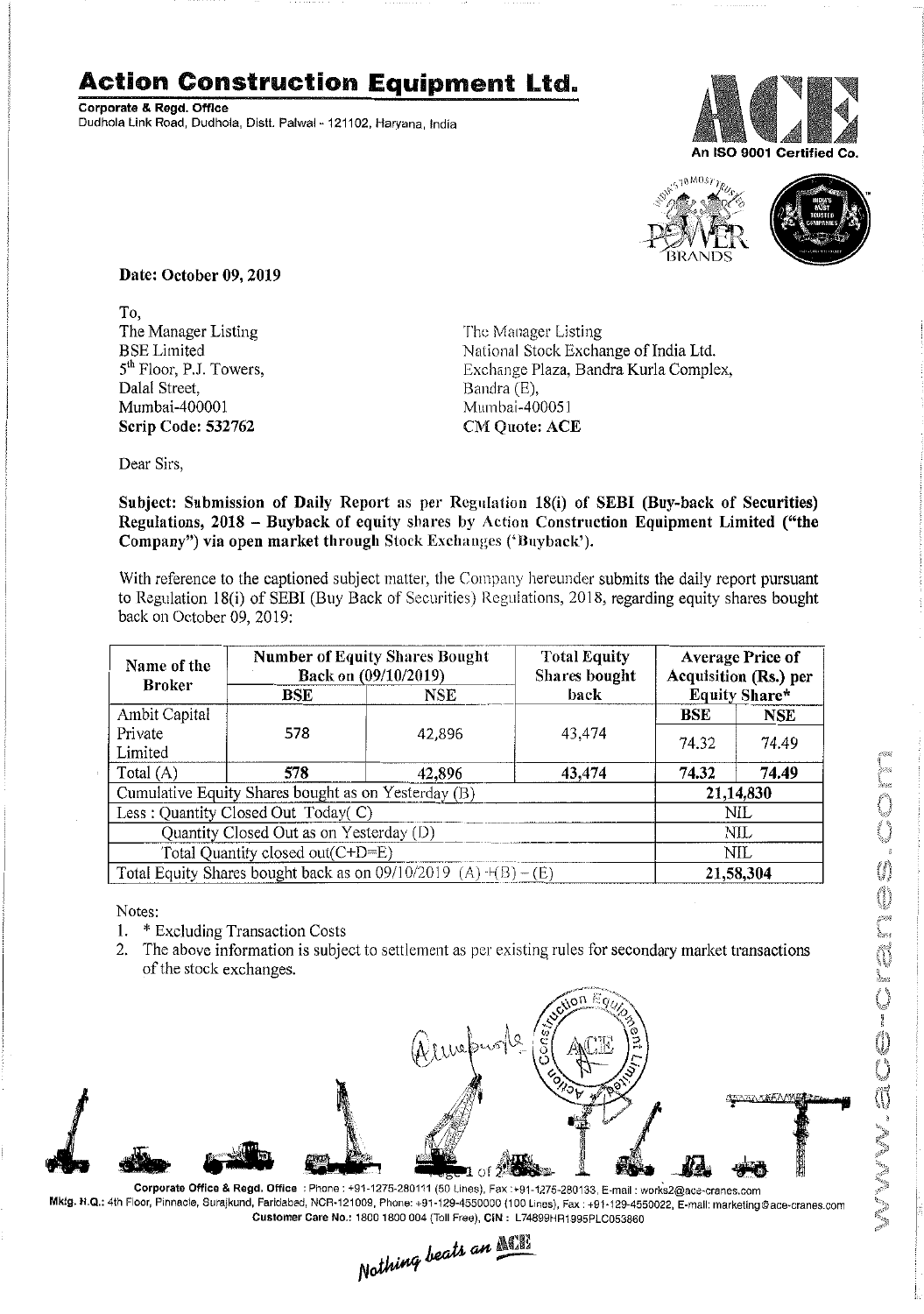# Action Construction Equipment Ltd.

**Corporate & Regd. Office**
Dudhola Link Road, Dudhola, Distt. Palwal - 121102, Haryana, India

An ISO 9001 Certified Co.

**Date: October 09, 2019**

To,

The Manager Listing
BSE Limited
5th Floor, P.J. Towers,
Dalal Street,
Mumbai-400001
**Scrip Code: 532762**

The Manager Listing
National Stock Exchange of India Ltd.
Exchange Plaza, Bandra Kurla Complex,
Bandra (E),
Mumbai-400051
**CM Quote: ACE**

Dear Sirs,

**Subject: Submission of Daily Report as per Regulation 18(i) of SEBI (Buy-back of Securities) Regulations, 2018 – Buyback of equity shares by Action Construction Equipment Limited ("the Company") via open market through Stock Exchanges ('Buyback').**

With reference to the captioned subject matter, the Company hereunder submits the daily report pursuant to Regulation 18(i) of SEBI (Buy Back of Securities) Regulations, 2018, regarding equity shares bought back on October 09, 2019:

| Name of the Broker | Number of Equity Shares Bought Back on (09/10/2019) | | Total Equity Shares bought back | Average Price of Acquisition (Rs.) per Equity Share* | |
|---|---|---|---|---|---|
| | BSE | NSE | | BSE | NSE |
| Ambit Capital Private Limited | 578 | 42,896 | 43,474 | 74.32 | 74.49 |
| Total (A) | **578** | **42,896** | **43,474** | **74.32** | **74.49** |
| Cumulative Equity Shares bought as on Yesterday (B) | | | | **21,14,830** | |
| Less : Quantity Closed Out Today( C) | | | | NIL | |
| Quantity Closed Out as on Yesterday (D) | | | | NIL | |
| Total Quantity closed out(C+D=E) | | | | NIL | |
| Total Equity Shares bought back as on 09/10/2019 (A)+(B)–(E) | | | | **21,58,304** | |

Notes:

1. * Excluding Transaction Costs
2. The above information is subject to settlement as per existing rules for secondary market transactions of the stock exchanges.

**Corporate Office & Regd. Office** : Phone : +91-1275-280111 (50 Lines), Fax : +91-1275-280133, E-mail : works2@ace-cranes.com
**Mktg. H.Q.:** 4th Floor, Pinnacle, Surajkund, Faridabad, NCR-121009, Phone: +91-129-4550000 (100 Lines), Fax : +91-129-4550022, E-mail: marketing@ace-cranes.com
**Customer Care No.:** 1800 1800 004 (Toll Free), **CIN :** L74899HR1995PLC053860

*Nothing beats an ACE*

www.ace-cranes.com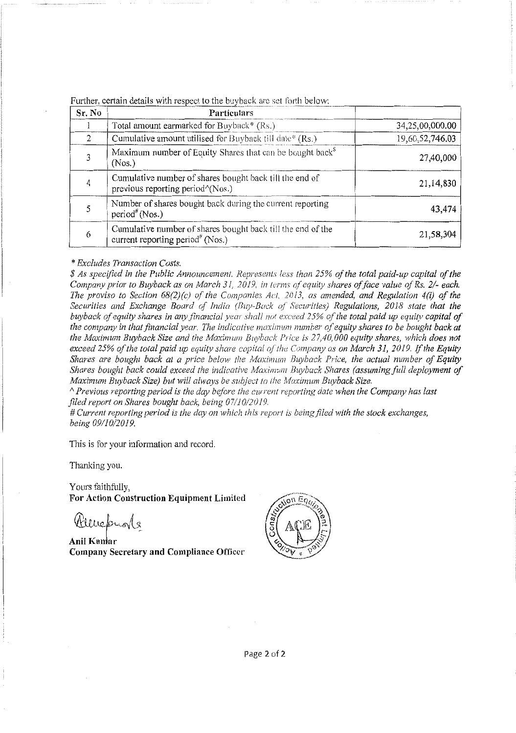Further, certain details with respect to the buyback are set forth below:

| Sr. No | Particulars | |
|---|---|---|
| 1 | Total amount earmarked for Buyback* (Rs.) | 34,25,00,000.00 |
| 2 | Cumulative amount utilised for Buyback till date* (Rs.) | 19,60,52,746.03 |
| 3 | Maximum number of Equity Shares that can be bought back$ (Nos.) | 27,40,000 |
| 4 | Cumulative number of shares bought back till the end of previous reporting period^(Nos.) | 21,14,830 |
| 5 | Number of shares bought back during the current reporting period# (Nos.) | 43,474 |
| 6 | Cumulative number of shares bought back till the end of the current reporting period# (Nos.) | 21,58,304 |

*\* Excludes Transaction Costs.*

*$ As specified in the Public Announcement. Represents less than 25% of the total paid-up capital of the Company prior to Buyback as on March 31, 2019, in terms of equity shares of face value of Rs. 2/- each. The proviso to Section 68(2)(c) of the Companies Act, 2013, as amended, and Regulation 4(i) of the Securities and Exchange Board of India (Buy-Back of Securities) Regulations, 2018 state that the buyback of equity shares in any financial year shall not exceed 25% of the total paid up equity capital of the company in that financial year. The indicative maximum number of equity shares to be bought back at the Maximum Buyback Size and the Maximum Buyback Price is 27,40,000 equity shares, which does not exceed 25% of the total paid up equity share capital of the Company as on March 31, 2019. If the Equity Shares are bought back at a price below the Maximum Buyback Price, the actual number of Equity Shares bought back could exceed the indicative Maximum Buyback Shares (assuming full deployment of Maximum Buyback Size) but will always be subject to the Maximum Buyback Size.*

*^ Previous reporting period is the day before the current reporting date when the Company has last filed report on Shares bought back, being 07/10/2019.*

*# Current reporting period is the day on which this report is being filed with the stock exchanges, being 09/10/2019.*

This is for your information and record.

Thanking you.

Yours faithfully,
**For Action Construction Equipment Limited**

**Anil Kumar**
**Company Secretary and Compliance Officer**